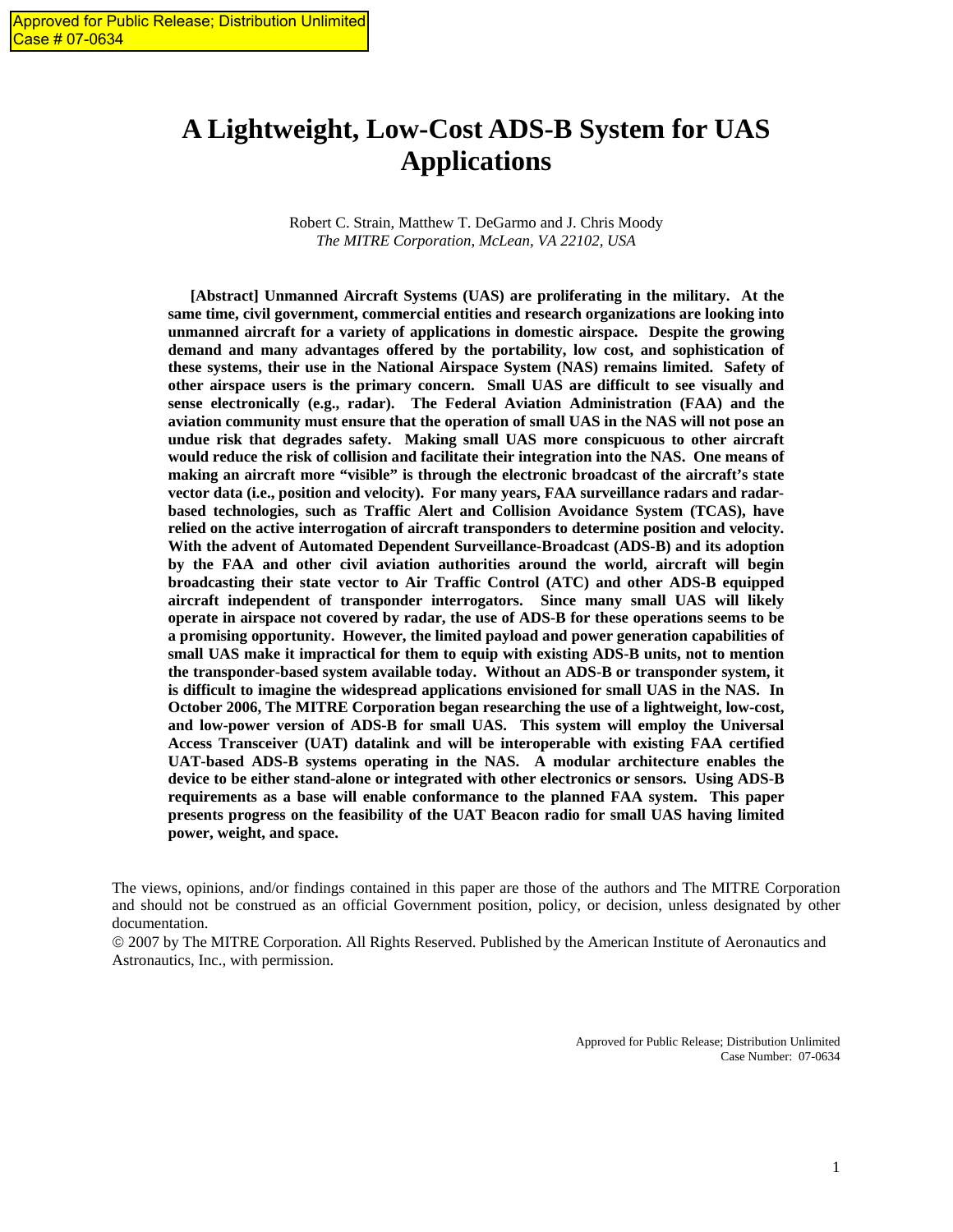Approved for Public Release; Distribution Unlimited
Case # 07-0634

# A Lightweight, Low-Cost ADS-B System for UAS Applications

Robert C. Strain, Matthew T. DeGarmo and J. Chris Moody
*The MITRE Corporation, McLean, VA 22102, USA*

**[Abstract] Unmanned Aircraft Systems (UAS) are proliferating in the military. At the same time, civil government, commercial entities and research organizations are looking into unmanned aircraft for a variety of applications in domestic airspace. Despite the growing demand and many advantages offered by the portability, low cost, and sophistication of these systems, their use in the National Airspace System (NAS) remains limited. Safety of other airspace users is the primary concern. Small UAS are difficult to see visually and sense electronically (e.g., radar). The Federal Aviation Administration (FAA) and the aviation community must ensure that the operation of small UAS in the NAS will not pose an undue risk that degrades safety. Making small UAS more conspicuous to other aircraft would reduce the risk of collision and facilitate their integration into the NAS. One means of making an aircraft more "visible" is through the electronic broadcast of the aircraft's state vector data (i.e., position and velocity). For many years, FAA surveillance radars and radar-based technologies, such as Traffic Alert and Collision Avoidance System (TCAS), have relied on the active interrogation of aircraft transponders to determine position and velocity. With the advent of Automated Dependent Surveillance-Broadcast (ADS-B) and its adoption by the FAA and other civil aviation authorities around the world, aircraft will begin broadcasting their state vector to Air Traffic Control (ATC) and other ADS-B equipped aircraft independent of transponder interrogators. Since many small UAS will likely operate in airspace not covered by radar, the use of ADS-B for these operations seems to be a promising opportunity. However, the limited payload and power generation capabilities of small UAS make it impractical for them to equip with existing ADS-B units, not to mention the transponder-based system available today. Without an ADS-B or transponder system, it is difficult to imagine the widespread applications envisioned for small UAS in the NAS. In October 2006, The MITRE Corporation began researching the use of a lightweight, low-cost, and low-power version of ADS-B for small UAS. This system will employ the Universal Access Transceiver (UAT) datalink and will be interoperable with existing FAA certified UAT-based ADS-B systems operating in the NAS. A modular architecture enables the device to be either stand-alone or integrated with other electronics or sensors. Using ADS-B requirements as a base will enable conformance to the planned FAA system. This paper presents progress on the feasibility of the UAT Beacon radio for small UAS having limited power, weight, and space.**

The views, opinions, and/or findings contained in this paper are those of the authors and The MITRE Corporation and should not be construed as an official Government position, policy, or decision, unless designated by other documentation.

© 2007 by The MITRE Corporation. All Rights Reserved. Published by the American Institute of Aeronautics and Astronautics, Inc., with permission.

Approved for Public Release; Distribution Unlimited
Case Number: 07-0634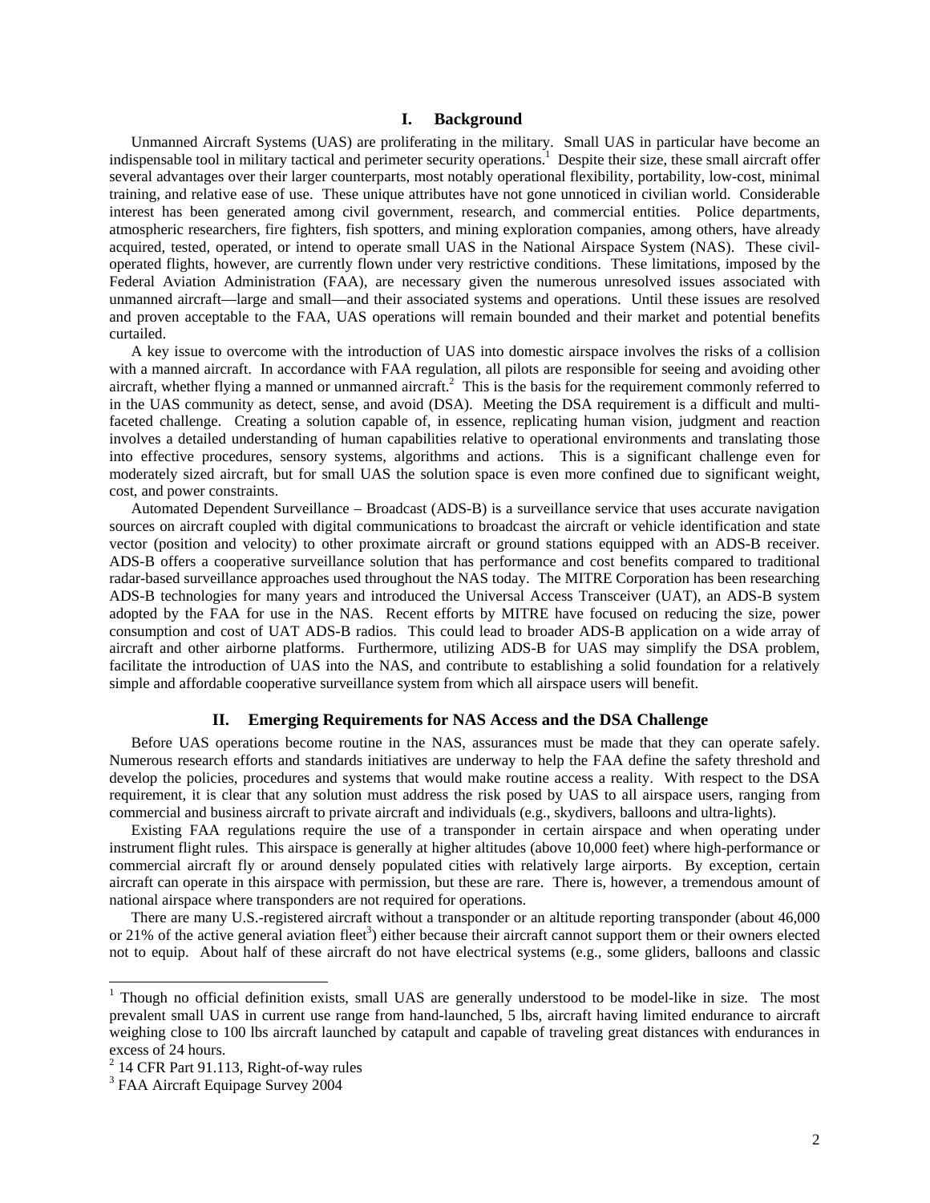## I. Background

Unmanned Aircraft Systems (UAS) are proliferating in the military. Small UAS in particular have become an indispensable tool in military tactical and perimeter security operations.[1] Despite their size, these small aircraft offer several advantages over their larger counterparts, most notably operational flexibility, portability, low-cost, minimal training, and relative ease of use. These unique attributes have not gone unnoticed in civilian world. Considerable interest has been generated among civil government, research, and commercial entities. Police departments, atmospheric researchers, fire fighters, fish spotters, and mining exploration companies, among others, have already acquired, tested, operated, or intend to operate small UAS in the National Airspace System (NAS). These civil-operated flights, however, are currently flown under very restrictive conditions. These limitations, imposed by the Federal Aviation Administration (FAA), are necessary given the numerous unresolved issues associated with unmanned aircraft—large and small—and their associated systems and operations. Until these issues are resolved and proven acceptable to the FAA, UAS operations will remain bounded and their market and potential benefits curtailed.

A key issue to overcome with the introduction of UAS into domestic airspace involves the risks of a collision with a manned aircraft. In accordance with FAA regulation, all pilots are responsible for seeing and avoiding other aircraft, whether flying a manned or unmanned aircraft.[2] This is the basis for the requirement commonly referred to in the UAS community as detect, sense, and avoid (DSA). Meeting the DSA requirement is a difficult and multi-faceted challenge. Creating a solution capable of, in essence, replicating human vision, judgment and reaction involves a detailed understanding of human capabilities relative to operational environments and translating those into effective procedures, sensory systems, algorithms and actions. This is a significant challenge even for moderately sized aircraft, but for small UAS the solution space is even more confined due to significant weight, cost, and power constraints.

Automated Dependent Surveillance – Broadcast (ADS-B) is a surveillance service that uses accurate navigation sources on aircraft coupled with digital communications to broadcast the aircraft or vehicle identification and state vector (position and velocity) to other proximate aircraft or ground stations equipped with an ADS-B receiver. ADS-B offers a cooperative surveillance solution that has performance and cost benefits compared to traditional radar-based surveillance approaches used throughout the NAS today. The MITRE Corporation has been researching ADS-B technologies for many years and introduced the Universal Access Transceiver (UAT), an ADS-B system adopted by the FAA for use in the NAS. Recent efforts by MITRE have focused on reducing the size, power consumption and cost of UAT ADS-B radios. This could lead to broader ADS-B application on a wide array of aircraft and other airborne platforms. Furthermore, utilizing ADS-B for UAS may simplify the DSA problem, facilitate the introduction of UAS into the NAS, and contribute to establishing a solid foundation for a relatively simple and affordable cooperative surveillance system from which all airspace users will benefit.

## II. Emerging Requirements for NAS Access and the DSA Challenge

Before UAS operations become routine in the NAS, assurances must be made that they can operate safely. Numerous research efforts and standards initiatives are underway to help the FAA define the safety threshold and develop the policies, procedures and systems that would make routine access a reality. With respect to the DSA requirement, it is clear that any solution must address the risk posed by UAS to all airspace users, ranging from commercial and business aircraft to private aircraft and individuals (e.g., skydivers, balloons and ultra-lights).

Existing FAA regulations require the use of a transponder in certain airspace and when operating under instrument flight rules. This airspace is generally at higher altitudes (above 10,000 feet) where high-performance or commercial aircraft fly or around densely populated cities with relatively large airports. By exception, certain aircraft can operate in this airspace with permission, but these are rare. There is, however, a tremendous amount of national airspace where transponders are not required for operations.

There are many U.S.-registered aircraft without a transponder or an altitude reporting transponder (about 46,000 or 21% of the active general aviation fleet[3]) either because their aircraft cannot support them or their owners elected not to equip. About half of these aircraft do not have electrical systems (e.g., some gliders, balloons and classic

---

[1] Though no official definition exists, small UAS are generally understood to be model-like in size. The most prevalent small UAS in current use range from hand-launched, 5 lbs, aircraft having limited endurance to aircraft weighing close to 100 lbs aircraft launched by catapult and capable of traveling great distances with endurances in excess of 24 hours.

[2] 14 CFR Part 91.113, Right-of-way rules

[3] FAA Aircraft Equipage Survey 2004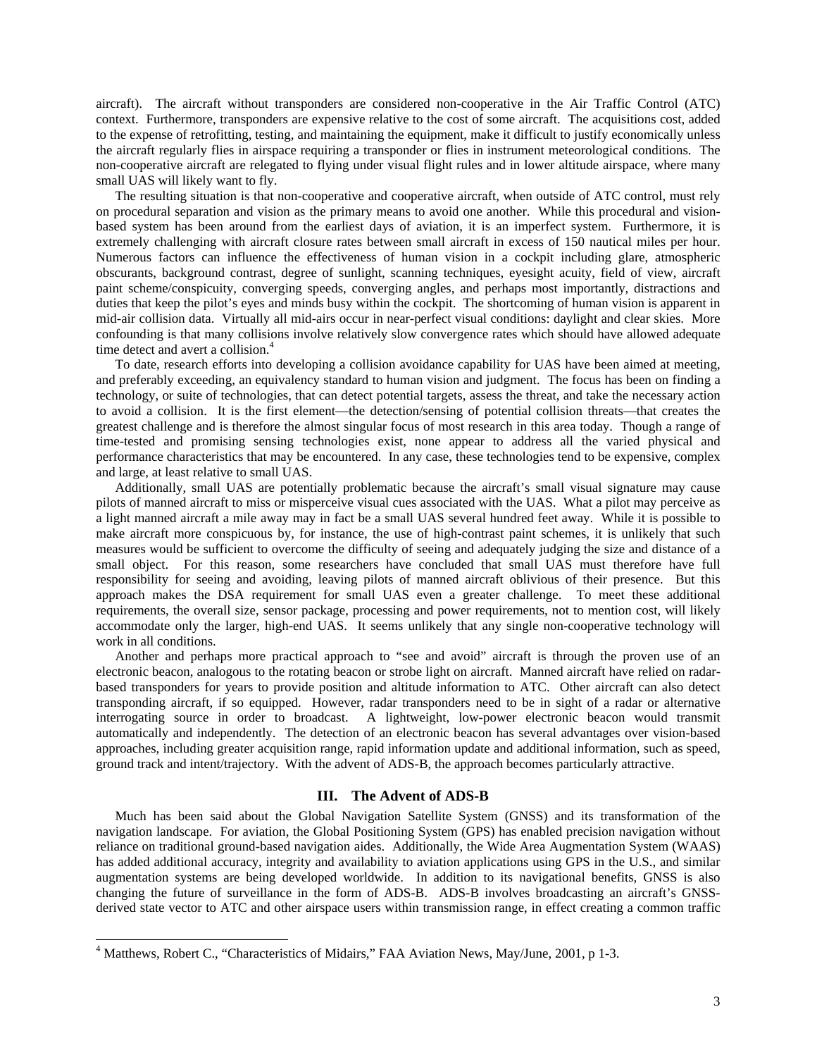aircraft). The aircraft without transponders are considered non-cooperative in the Air Traffic Control (ATC) context. Furthermore, transponders are expensive relative to the cost of some aircraft. The acquisitions cost, added to the expense of retrofitting, testing, and maintaining the equipment, make it difficult to justify economically unless the aircraft regularly flies in airspace requiring a transponder or flies in instrument meteorological conditions. The non-cooperative aircraft are relegated to flying under visual flight rules and in lower altitude airspace, where many small UAS will likely want to fly.

The resulting situation is that non-cooperative and cooperative aircraft, when outside of ATC control, must rely on procedural separation and vision as the primary means to avoid one another. While this procedural and vision-based system has been around from the earliest days of aviation, it is an imperfect system. Furthermore, it is extremely challenging with aircraft closure rates between small aircraft in excess of 150 nautical miles per hour. Numerous factors can influence the effectiveness of human vision in a cockpit including glare, atmospheric obscurants, background contrast, degree of sunlight, scanning techniques, eyesight acuity, field of view, aircraft paint scheme/conspicuity, converging speeds, converging angles, and perhaps most importantly, distractions and duties that keep the pilot's eyes and minds busy within the cockpit. The shortcoming of human vision is apparent in mid-air collision data. Virtually all mid-airs occur in near-perfect visual conditions: daylight and clear skies. More confounding is that many collisions involve relatively slow convergence rates which should have allowed adequate time detect and avert a collision.[4]

To date, research efforts into developing a collision avoidance capability for UAS have been aimed at meeting, and preferably exceeding, an equivalency standard to human vision and judgment. The focus has been on finding a technology, or suite of technologies, that can detect potential targets, assess the threat, and take the necessary action to avoid a collision. It is the first element—the detection/sensing of potential collision threats—that creates the greatest challenge and is therefore the almost singular focus of most research in this area today. Though a range of time-tested and promising sensing technologies exist, none appear to address all the varied physical and performance characteristics that may be encountered. In any case, these technologies tend to be expensive, complex and large, at least relative to small UAS.

Additionally, small UAS are potentially problematic because the aircraft's small visual signature may cause pilots of manned aircraft to miss or misperceive visual cues associated with the UAS. What a pilot may perceive as a light manned aircraft a mile away may in fact be a small UAS several hundred feet away. While it is possible to make aircraft more conspicuous by, for instance, the use of high-contrast paint schemes, it is unlikely that such measures would be sufficient to overcome the difficulty of seeing and adequately judging the size and distance of a small object. For this reason, some researchers have concluded that small UAS must therefore have full responsibility for seeing and avoiding, leaving pilots of manned aircraft oblivious of their presence. But this approach makes the DSA requirement for small UAS even a greater challenge. To meet these additional requirements, the overall size, sensor package, processing and power requirements, not to mention cost, will likely accommodate only the larger, high-end UAS. It seems unlikely that any single non-cooperative technology will work in all conditions.

Another and perhaps more practical approach to "see and avoid" aircraft is through the proven use of an electronic beacon, analogous to the rotating beacon or strobe light on aircraft. Manned aircraft have relied on radar-based transponders for years to provide position and altitude information to ATC. Other aircraft can also detect transponding aircraft, if so equipped. However, radar transponders need to be in sight of a radar or alternative interrogating source in order to broadcast. A lightweight, low-power electronic beacon would transmit automatically and independently. The detection of an electronic beacon has several advantages over vision-based approaches, including greater acquisition range, rapid information update and additional information, such as speed, ground track and intent/trajectory. With the advent of ADS-B, the approach becomes particularly attractive.

## III. The Advent of ADS-B

Much has been said about the Global Navigation Satellite System (GNSS) and its transformation of the navigation landscape. For aviation, the Global Positioning System (GPS) has enabled precision navigation without reliance on traditional ground-based navigation aides. Additionally, the Wide Area Augmentation System (WAAS) has added additional accuracy, integrity and availability to aviation applications using GPS in the U.S., and similar augmentation systems are being developed worldwide. In addition to its navigational benefits, GNSS is also changing the future of surveillance in the form of ADS-B. ADS-B involves broadcasting an aircraft's GNSS-derived state vector to ATC and other airspace users within transmission range, in effect creating a common traffic

[4] Matthews, Robert C., "Characteristics of Midairs," FAA Aviation News, May/June, 2001, p 1-3.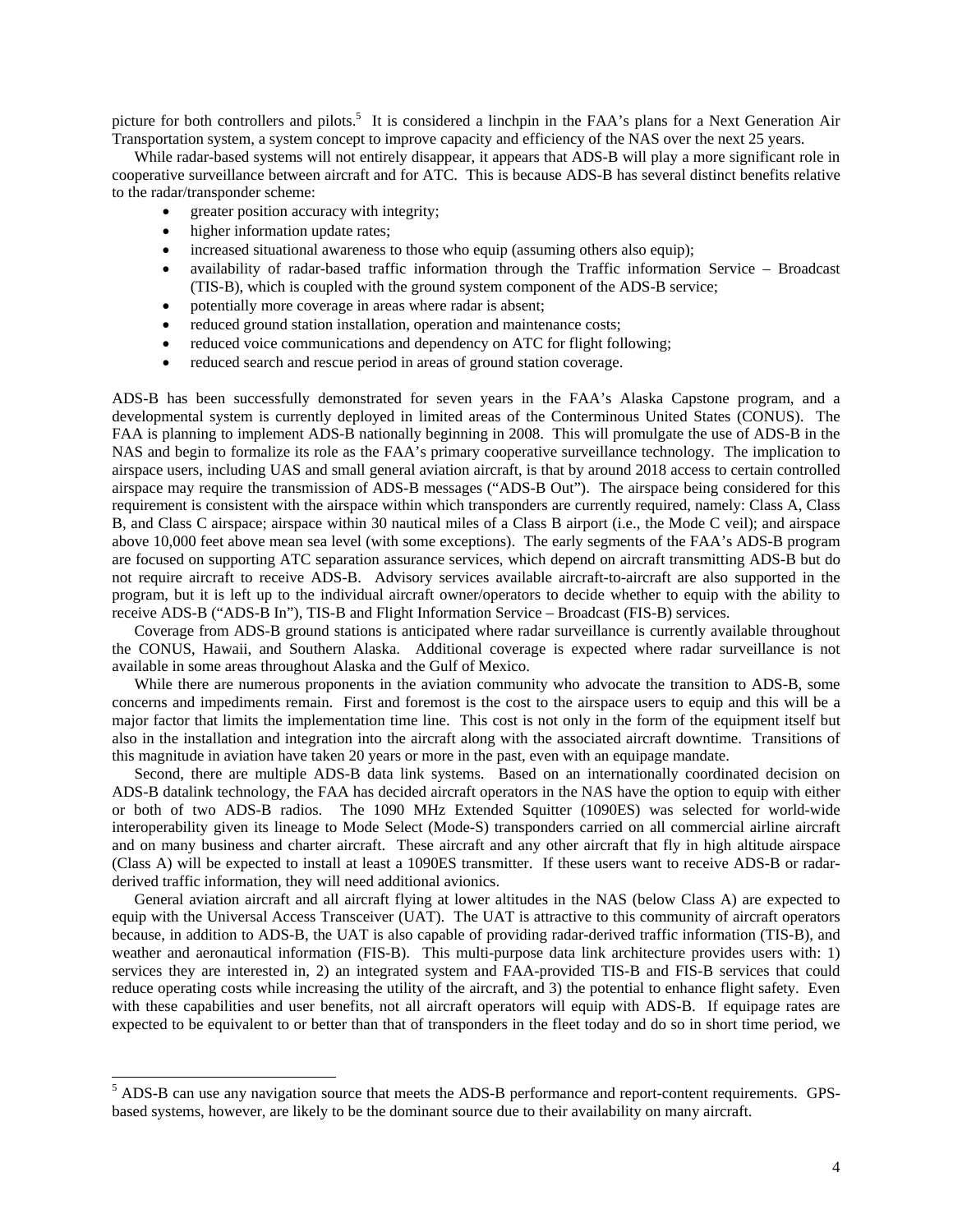picture for both controllers and pilots.[5] It is considered a linchpin in the FAA's plans for a Next Generation Air Transportation system, a system concept to improve capacity and efficiency of the NAS over the next 25 years.

While radar-based systems will not entirely disappear, it appears that ADS-B will play a more significant role in cooperative surveillance between aircraft and for ATC. This is because ADS-B has several distinct benefits relative to the radar/transponder scheme:

- greater position accuracy with integrity;
- higher information update rates;
- increased situational awareness to those who equip (assuming others also equip);
- availability of radar-based traffic information through the Traffic information Service – Broadcast (TIS-B), which is coupled with the ground system component of the ADS-B service;
- potentially more coverage in areas where radar is absent;
- reduced ground station installation, operation and maintenance costs;
- reduced voice communications and dependency on ATC for flight following;
- reduced search and rescue period in areas of ground station coverage.

ADS-B has been successfully demonstrated for seven years in the FAA's Alaska Capstone program, and a developmental system is currently deployed in limited areas of the Conterminous United States (CONUS). The FAA is planning to implement ADS-B nationally beginning in 2008. This will promulgate the use of ADS-B in the NAS and begin to formalize its role as the FAA's primary cooperative surveillance technology. The implication to airspace users, including UAS and small general aviation aircraft, is that by around 2018 access to certain controlled airspace may require the transmission of ADS-B messages ("ADS-B Out"). The airspace being considered for this requirement is consistent with the airspace within which transponders are currently required, namely: Class A, Class B, and Class C airspace; airspace within 30 nautical miles of a Class B airport (i.e., the Mode C veil); and airspace above 10,000 feet above mean sea level (with some exceptions). The early segments of the FAA's ADS-B program are focused on supporting ATC separation assurance services, which depend on aircraft transmitting ADS-B but do not require aircraft to receive ADS-B. Advisory services available aircraft-to-aircraft are also supported in the program, but it is left up to the individual aircraft owner/operators to decide whether to equip with the ability to receive ADS-B ("ADS-B In"), TIS-B and Flight Information Service – Broadcast (FIS-B) services.

Coverage from ADS-B ground stations is anticipated where radar surveillance is currently available throughout the CONUS, Hawaii, and Southern Alaska. Additional coverage is expected where radar surveillance is not available in some areas throughout Alaska and the Gulf of Mexico.

While there are numerous proponents in the aviation community who advocate the transition to ADS-B, some concerns and impediments remain. First and foremost is the cost to the airspace users to equip and this will be a major factor that limits the implementation time line. This cost is not only in the form of the equipment itself but also in the installation and integration into the aircraft along with the associated aircraft downtime. Transitions of this magnitude in aviation have taken 20 years or more in the past, even with an equipage mandate.

Second, there are multiple ADS-B data link systems. Based on an internationally coordinated decision on ADS-B datalink technology, the FAA has decided aircraft operators in the NAS have the option to equip with either or both of two ADS-B radios. The 1090 MHz Extended Squitter (1090ES) was selected for world-wide interoperability given its lineage to Mode Select (Mode-S) transponders carried on all commercial airline aircraft and on many business and charter aircraft. These aircraft and any other aircraft that fly in high altitude airspace (Class A) will be expected to install at least a 1090ES transmitter. If these users want to receive ADS-B or radar-derived traffic information, they will need additional avionics.

General aviation aircraft and all aircraft flying at lower altitudes in the NAS (below Class A) are expected to equip with the Universal Access Transceiver (UAT). The UAT is attractive to this community of aircraft operators because, in addition to ADS-B, the UAT is also capable of providing radar-derived traffic information (TIS-B), and weather and aeronautical information (FIS-B). This multi-purpose data link architecture provides users with: 1) services they are interested in, 2) an integrated system and FAA-provided TIS-B and FIS-B services that could reduce operating costs while increasing the utility of the aircraft, and 3) the potential to enhance flight safety. Even with these capabilities and user benefits, not all aircraft operators will equip with ADS-B. If equipage rates are expected to be equivalent to or better than that of transponders in the fleet today and do so in short time period, we

---

[5] ADS-B can use any navigation source that meets the ADS-B performance and report-content requirements. GPS-based systems, however, are likely to be the dominant source due to their availability on many aircraft.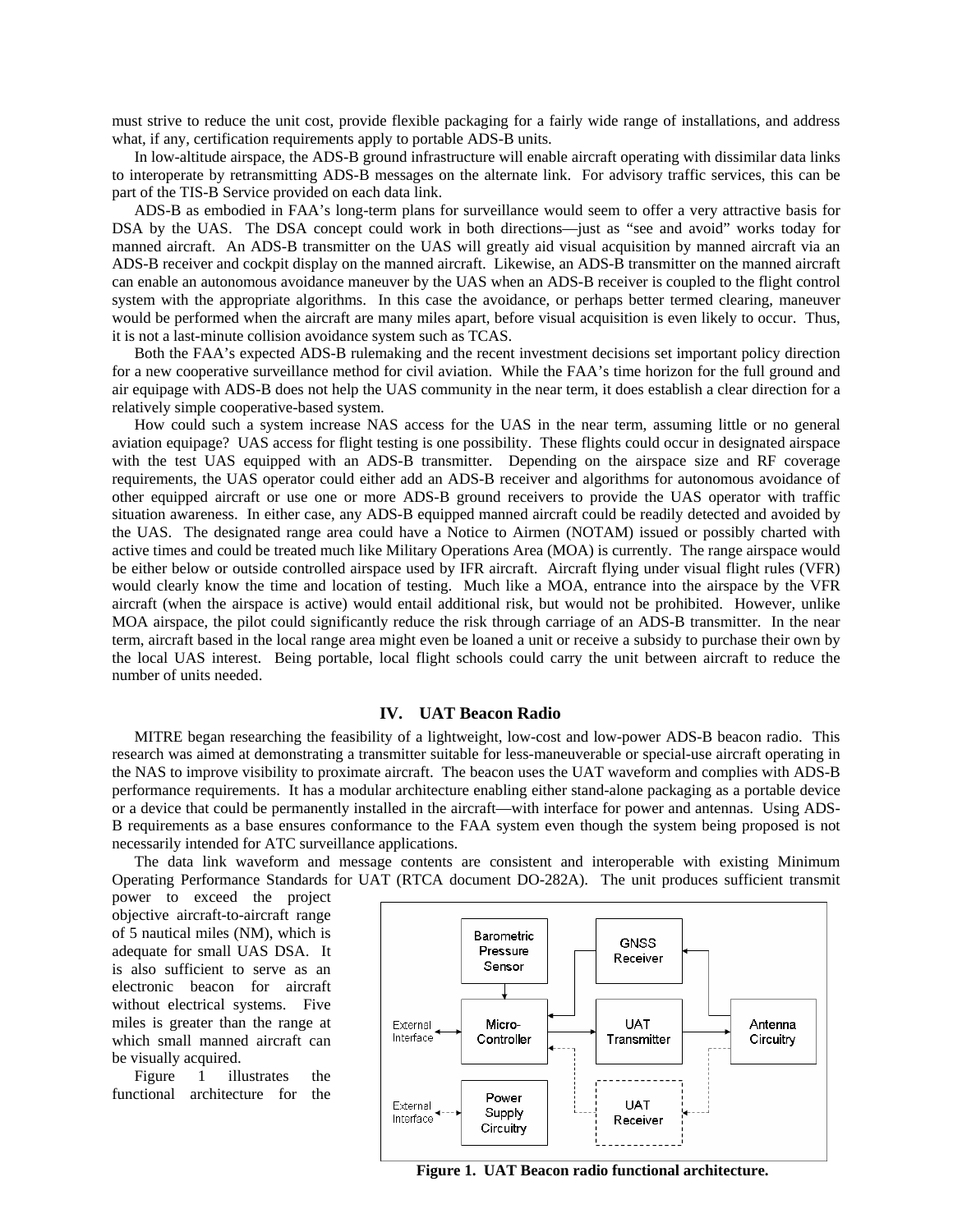must strive to reduce the unit cost, provide flexible packaging for a fairly wide range of installations, and address what, if any, certification requirements apply to portable ADS-B units.

In low-altitude airspace, the ADS-B ground infrastructure will enable aircraft operating with dissimilar data links to interoperate by retransmitting ADS-B messages on the alternate link. For advisory traffic services, this can be part of the TIS-B Service provided on each data link.

ADS-B as embodied in FAA's long-term plans for surveillance would seem to offer a very attractive basis for DSA by the UAS. The DSA concept could work in both directions—just as "see and avoid" works today for manned aircraft. An ADS-B transmitter on the UAS will greatly aid visual acquisition by manned aircraft via an ADS-B receiver and cockpit display on the manned aircraft. Likewise, an ADS-B transmitter on the manned aircraft can enable an autonomous avoidance maneuver by the UAS when an ADS-B receiver is coupled to the flight control system with the appropriate algorithms. In this case the avoidance, or perhaps better termed clearing, maneuver would be performed when the aircraft are many miles apart, before visual acquisition is even likely to occur. Thus, it is not a last-minute collision avoidance system such as TCAS.

Both the FAA's expected ADS-B rulemaking and the recent investment decisions set important policy direction for a new cooperative surveillance method for civil aviation. While the FAA's time horizon for the full ground and air equipage with ADS-B does not help the UAS community in the near term, it does establish a clear direction for a relatively simple cooperative-based system.

How could such a system increase NAS access for the UAS in the near term, assuming little or no general aviation equipage? UAS access for flight testing is one possibility. These flights could occur in designated airspace with the test UAS equipped with an ADS-B transmitter. Depending on the airspace size and RF coverage requirements, the UAS operator could either add an ADS-B receiver and algorithms for autonomous avoidance of other equipped aircraft or use one or more ADS-B ground receivers to provide the UAS operator with traffic situation awareness. In either case, any ADS-B equipped manned aircraft could be readily detected and avoided by the UAS. The designated range area could have a Notice to Airmen (NOTAM) issued or possibly charted with active times and could be treated much like Military Operations Area (MOA) is currently. The range airspace would be either below or outside controlled airspace used by IFR aircraft. Aircraft flying under visual flight rules (VFR) would clearly know the time and location of testing. Much like a MOA, entrance into the airspace by the VFR aircraft (when the airspace is active) would entail additional risk, but would not be prohibited. However, unlike MOA airspace, the pilot could significantly reduce the risk through carriage of an ADS-B transmitter. In the near term, aircraft based in the local range area might even be loaned a unit or receive a subsidy to purchase their own by the local UAS interest. Being portable, local flight schools could carry the unit between aircraft to reduce the number of units needed.

## IV. UAT Beacon Radio

MITRE began researching the feasibility of a lightweight, low-cost and low-power ADS-B beacon radio. This research was aimed at demonstrating a transmitter suitable for less-maneuverable or special-use aircraft operating in the NAS to improve visibility to proximate aircraft. The beacon uses the UAT waveform and complies with ADS-B performance requirements. It has a modular architecture enabling either stand-alone packaging as a portable device or a device that could be permanently installed in the aircraft—with interface for power and antennas. Using ADS-B requirements as a base ensures conformance to the FAA system even though the system being proposed is not necessarily intended for ATC surveillance applications.

The data link waveform and message contents are consistent and interoperable with existing Minimum Operating Performance Standards for UAT (RTCA document DO-282A). The unit produces sufficient transmit power to exceed the project objective aircraft-to-aircraft range of 5 nautical miles (NM), which is adequate for small UAS DSA. It is also sufficient to serve as an electronic beacon for aircraft without electrical systems. Five miles is greater than the range at which small manned aircraft can be visually acquired.

Figure 1 illustrates the functional architecture for the

Barometric Pressure Sensor
GNSS Receiver
External Interface
Micro-Controller
UAT Transmitter
Antenna Circuitry
External Interface
Power Supply Circuitry
UAT Receiver

**Figure 1. UAT Beacon radio functional architecture.**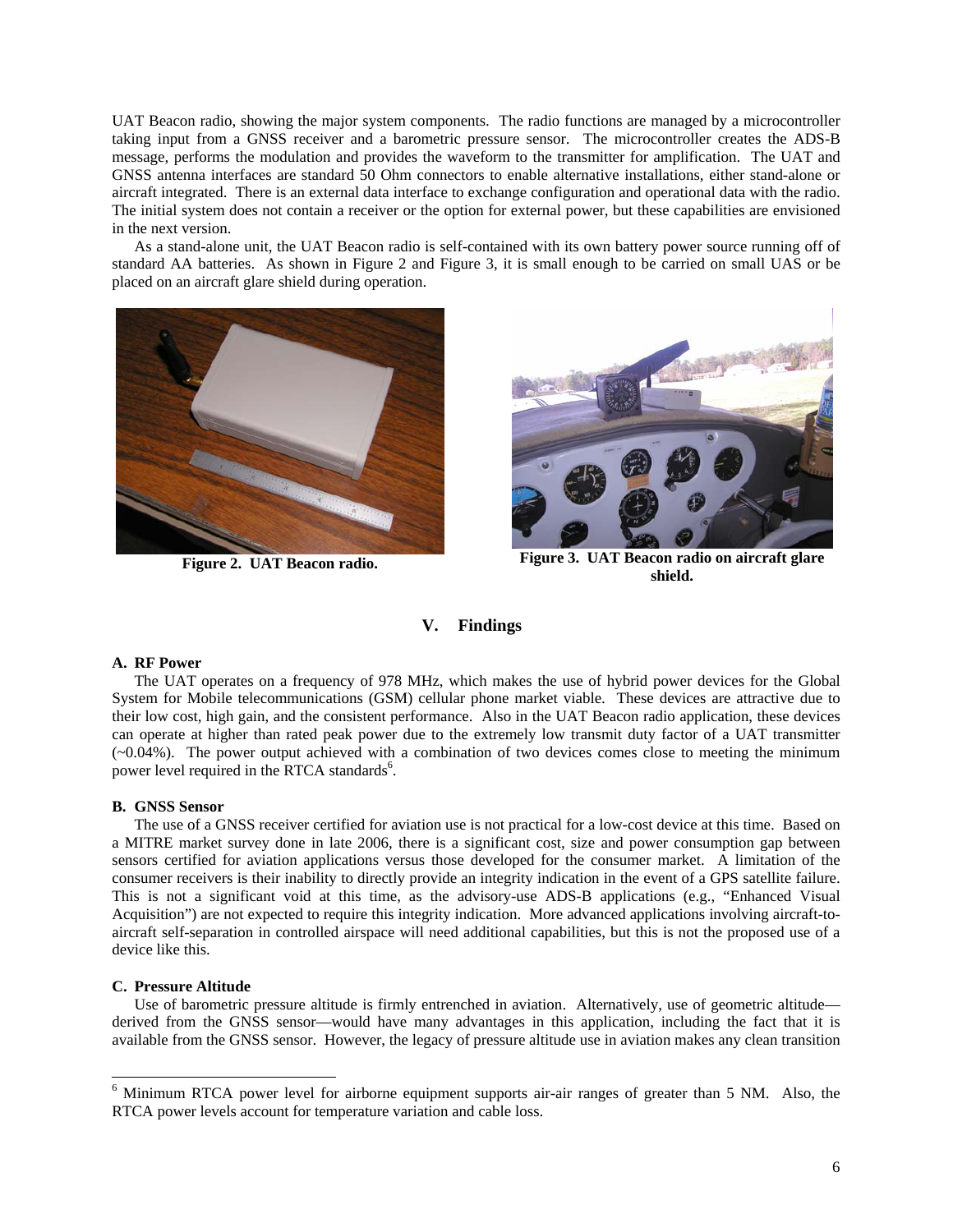UAT Beacon radio, showing the major system components. The radio functions are managed by a microcontroller taking input from a GNSS receiver and a barometric pressure sensor. The microcontroller creates the ADS-B message, performs the modulation and provides the waveform to the transmitter for amplification. The UAT and GNSS antenna interfaces are standard 50 Ohm connectors to enable alternative installations, either stand-alone or aircraft integrated. There is an external data interface to exchange configuration and operational data with the radio. The initial system does not contain a receiver or the option for external power, but these capabilities are envisioned in the next version.

As a stand-alone unit, the UAT Beacon radio is self-contained with its own battery power source running off of standard AA batteries. As shown in Figure 2 and Figure 3, it is small enough to be carried on small UAS or be placed on an aircraft glare shield during operation.

**Figure 2. UAT Beacon radio.**

**Figure 3. UAT Beacon radio on aircraft glare shield.**

## V. Findings

### A. RF Power

The UAT operates on a frequency of 978 MHz, which makes the use of hybrid power devices for the Global System for Mobile telecommunications (GSM) cellular phone market viable. These devices are attractive due to their low cost, high gain, and the consistent performance. Also in the UAT Beacon radio application, these devices can operate at higher than rated peak power due to the extremely low transmit duty factor of a UAT transmitter (~0.04%). The power output achieved with a combination of two devices comes close to meeting the minimum power level required in the RTCA standards[6].

### B. GNSS Sensor

The use of a GNSS receiver certified for aviation use is not practical for a low-cost device at this time. Based on a MITRE market survey done in late 2006, there is a significant cost, size and power consumption gap between sensors certified for aviation applications versus those developed for the consumer market. A limitation of the consumer receivers is their inability to directly provide an integrity indication in the event of a GPS satellite failure. This is not a significant void at this time, as the advisory-use ADS-B applications (e.g., "Enhanced Visual Acquisition") are not expected to require this integrity indication. More advanced applications involving aircraft-to-aircraft self-separation in controlled airspace will need additional capabilities, but this is not the proposed use of a device like this.

### C. Pressure Altitude

Use of barometric pressure altitude is firmly entrenched in aviation. Alternatively, use of geometric altitude—derived from the GNSS sensor—would have many advantages in this application, including the fact that it is available from the GNSS sensor. However, the legacy of pressure altitude use in aviation makes any clean transition

---

[6] Minimum RTCA power level for airborne equipment supports air-air ranges of greater than 5 NM. Also, the RTCA power levels account for temperature variation and cable loss.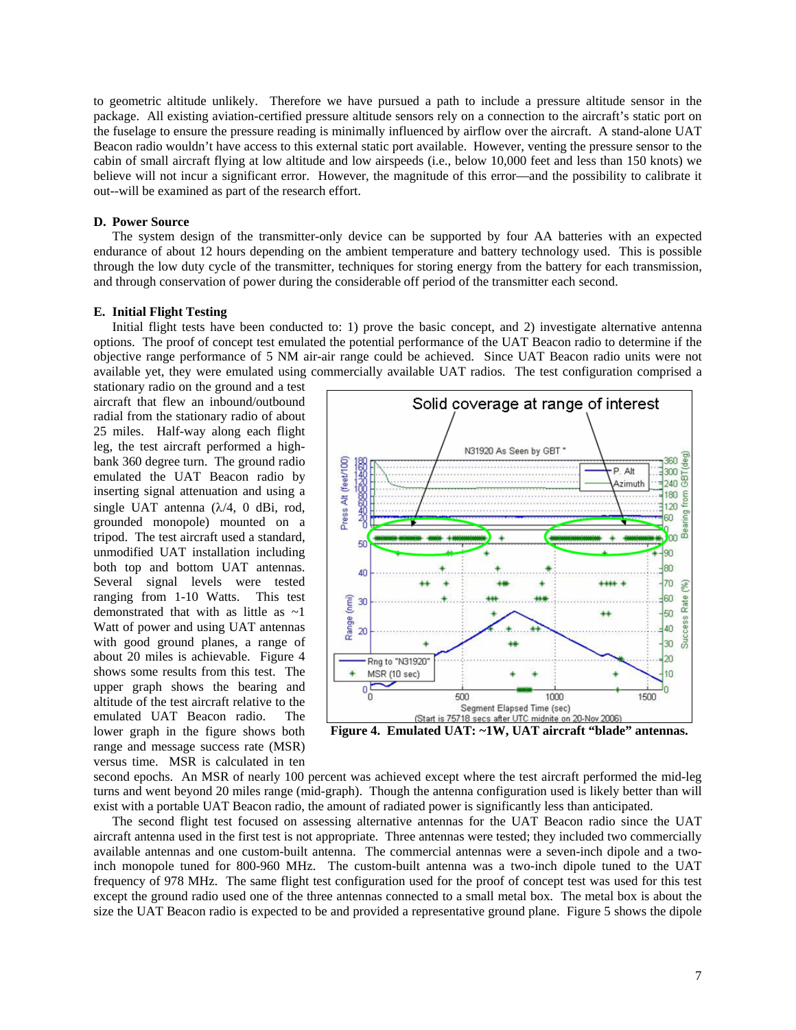to geometric altitude unlikely. Therefore we have pursued a path to include a pressure altitude sensor in the package. All existing aviation-certified pressure altitude sensors rely on a connection to the aircraft's static port on the fuselage to ensure the pressure reading is minimally influenced by airflow over the aircraft. A stand-alone UAT Beacon radio wouldn't have access to this external static port available. However, venting the pressure sensor to the cabin of small aircraft flying at low altitude and low airspeeds (i.e., below 10,000 feet and less than 150 knots) we believe will not incur a significant error. However, the magnitude of this error—and the possibility to calibrate it out--will be examined as part of the research effort.

### D. Power Source

The system design of the transmitter-only device can be supported by four AA batteries with an expected endurance of about 12 hours depending on the ambient temperature and battery technology used. This is possible through the low duty cycle of the transmitter, techniques for storing energy from the battery for each transmission, and through conservation of power during the considerable off period of the transmitter each second.

### E. Initial Flight Testing

Initial flight tests have been conducted to: 1) prove the basic concept, and 2) investigate alternative antenna options. The proof of concept test emulated the potential performance of the UAT Beacon radio to determine if the objective range performance of 5 NM air-air range could be achieved. Since UAT Beacon radio units were not available yet, they were emulated using commercially available UAT radios. The test configuration comprised a stationary radio on the ground and a test aircraft that flew an inbound/outbound radial from the stationary radio of about 25 miles. Half-way along each flight leg, the test aircraft performed a high-bank 360 degree turn. The ground radio emulated the UAT Beacon radio by inserting signal attenuation and using a single UAT antenna ($\lambda/4$, 0 dBi, rod, grounded monopole) mounted on a tripod. The test aircraft used a standard, unmodified UAT installation including both top and bottom UAT antennas. Several signal levels were tested ranging from 1-10 Watts. This test demonstrated that with as little as ~1 Watt of power and using UAT antennas with good ground planes, a range of about 20 miles is achievable. Figure 4 shows some results from this test. The upper graph shows the bearing and altitude of the test aircraft relative to the emulated UAT Beacon radio. The lower graph in the figure shows both range and message success rate (MSR) versus time. MSR is calculated in ten second epochs. An MSR of nearly 100 percent was achieved except where the test aircraft performed the mid-leg turns and went beyond 20 miles range (mid-graph). Though the antenna configuration used is likely better than will exist with a portable UAT Beacon radio, the amount of radiated power is significantly less than anticipated.

**Figure 4. Emulated UAT: ~1W, UAT aircraft "blade" antennas.**

The second flight test focused on assessing alternative antennas for the UAT Beacon radio since the UAT aircraft antenna used in the first test is not appropriate. Three antennas were tested; they included two commercially available antennas and one custom-built antenna. The commercial antennas were a seven-inch dipole and a two-inch monopole tuned for 800-960 MHz. The custom-built antenna was a two-inch dipole tuned to the UAT frequency of 978 MHz. The same flight test configuration used for the proof of concept test was used for this test except the ground radio used one of the three antennas connected to a small metal box. The metal box is about the size the UAT Beacon radio is expected to be and provided a representative ground plane. Figure 5 shows the dipole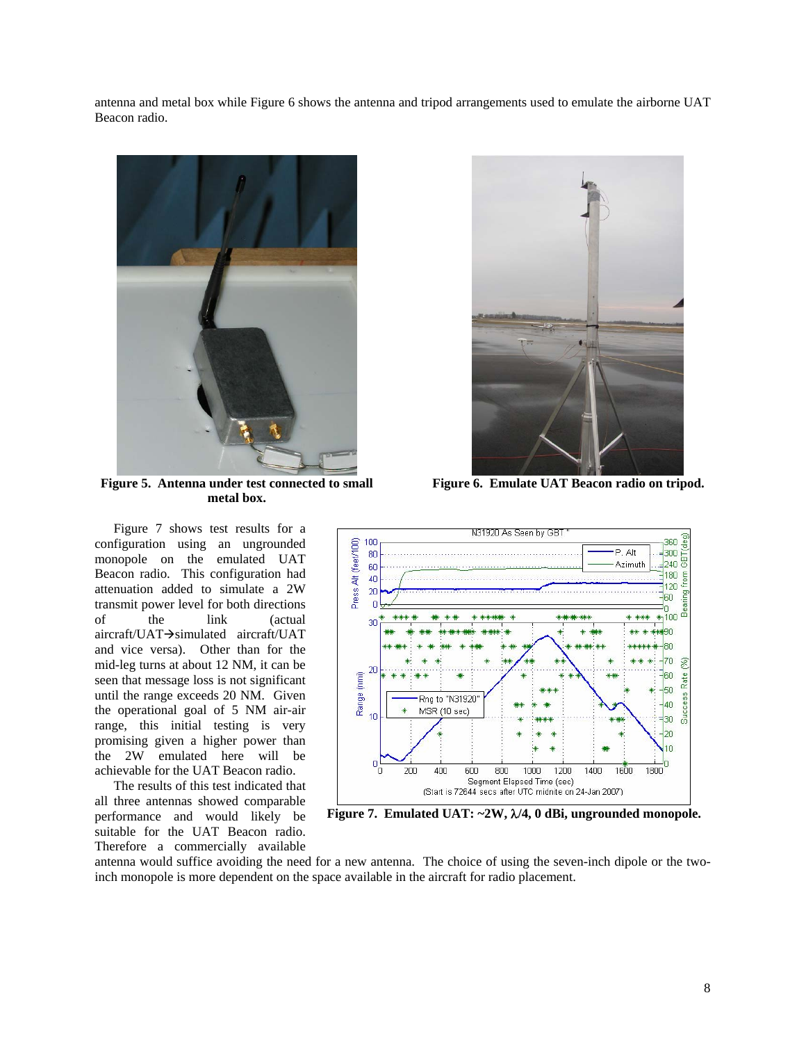antenna and metal box while Figure 6 shows the antenna and tripod arrangements used to emulate the airborne UAT Beacon radio.

**Figure 5. Antenna under test connected to small metal box.**

**Figure 6. Emulate UAT Beacon radio on tripod.**

Figure 7 shows test results for a configuration using an ungrounded monopole on the emulated UAT Beacon radio. This configuration had attenuation added to simulate a 2W transmit power level for both directions of the link (actual aircraft/UAT→simulated aircraft/UAT and vice versa). Other than for the mid-leg turns at about 12 NM, it can be seen that message loss is not significant until the range exceeds 20 NM. Given the operational goal of 5 NM air-air range, this initial testing is very promising given a higher power than the 2W emulated here will be achievable for the UAT Beacon radio.

The results of this test indicated that all three antennas showed comparable performance and would likely be suitable for the UAT Beacon radio. Therefore a commercially available antenna would suffice avoiding the need for a new antenna. The choice of using the seven-inch dipole or the two-inch monopole is more dependent on the space available in the aircraft for radio placement.

**Figure 7. Emulated UAT: ~2W, λ/4, 0 dBi, ungrounded monopole.**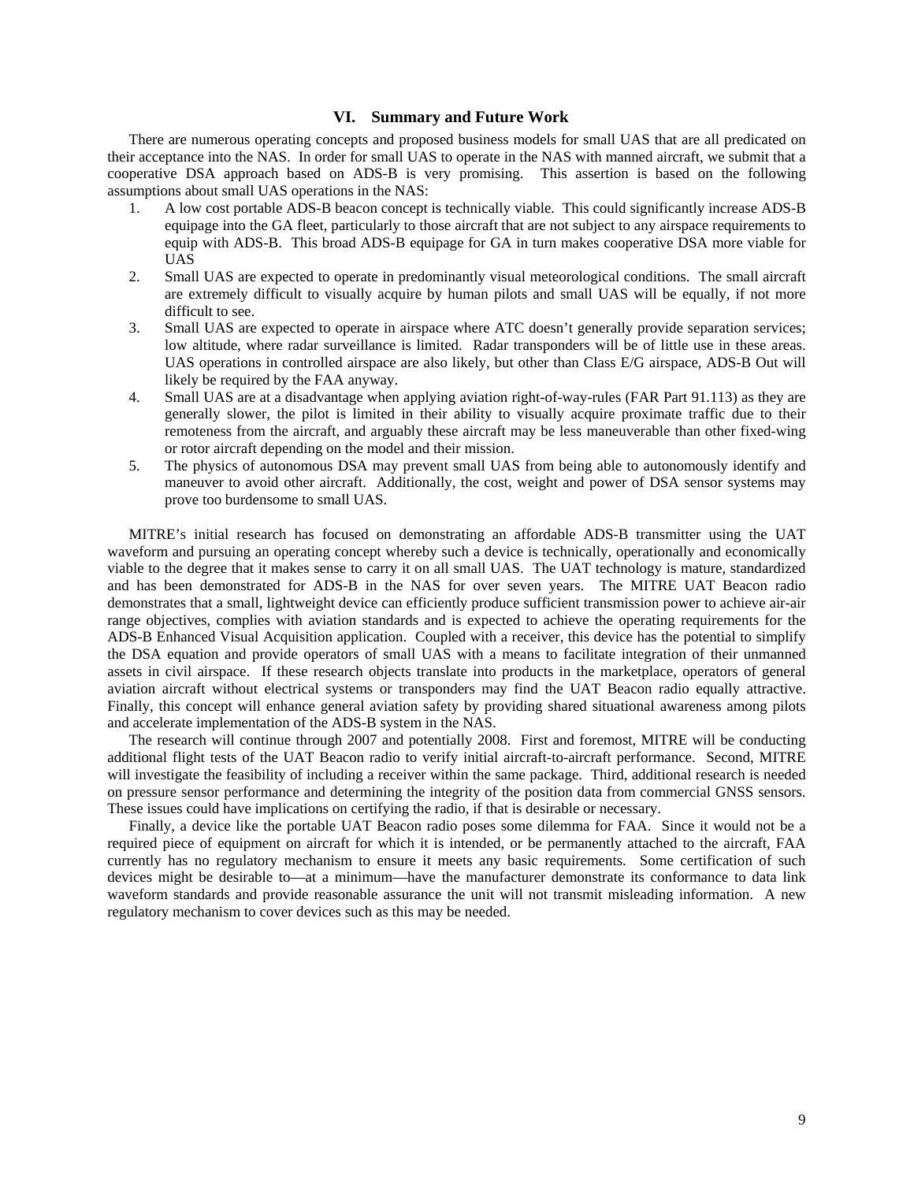## VI. Summary and Future Work

There are numerous operating concepts and proposed business models for small UAS that are all predicated on their acceptance into the NAS. In order for small UAS to operate in the NAS with manned aircraft, we submit that a cooperative DSA approach based on ADS-B is very promising. This assertion is based on the following assumptions about small UAS operations in the NAS:

1. A low cost portable ADS-B beacon concept is technically viable. This could significantly increase ADS-B equipage into the GA fleet, particularly to those aircraft that are not subject to any airspace requirements to equip with ADS-B. This broad ADS-B equipage for GA in turn makes cooperative DSA more viable for UAS
2. Small UAS are expected to operate in predominantly visual meteorological conditions. The small aircraft are extremely difficult to visually acquire by human pilots and small UAS will be equally, if not more difficult to see.
3. Small UAS are expected to operate in airspace where ATC doesn't generally provide separation services; low altitude, where radar surveillance is limited. Radar transponders will be of little use in these areas. UAS operations in controlled airspace are also likely, but other than Class E/G airspace, ADS-B Out will likely be required by the FAA anyway.
4. Small UAS are at a disadvantage when applying aviation right-of-way-rules (FAR Part 91.113) as they are generally slower, the pilot is limited in their ability to visually acquire proximate traffic due to their remoteness from the aircraft, and arguably these aircraft may be less maneuverable than other fixed-wing or rotor aircraft depending on the model and their mission.
5. The physics of autonomous DSA may prevent small UAS from being able to autonomously identify and maneuver to avoid other aircraft. Additionally, the cost, weight and power of DSA sensor systems may prove too burdensome to small UAS.

MITRE's initial research has focused on demonstrating an affordable ADS-B transmitter using the UAT waveform and pursuing an operating concept whereby such a device is technically, operationally and economically viable to the degree that it makes sense to carry it on all small UAS. The UAT technology is mature, standardized and has been demonstrated for ADS-B in the NAS for over seven years. The MITRE UAT Beacon radio demonstrates that a small, lightweight device can efficiently produce sufficient transmission power to achieve air-air range objectives, complies with aviation standards and is expected to achieve the operating requirements for the ADS-B Enhanced Visual Acquisition application. Coupled with a receiver, this device has the potential to simplify the DSA equation and provide operators of small UAS with a means to facilitate integration of their unmanned assets in civil airspace. If these research objects translate into products in the marketplace, operators of general aviation aircraft without electrical systems or transponders may find the UAT Beacon radio equally attractive. Finally, this concept will enhance general aviation safety by providing shared situational awareness among pilots and accelerate implementation of the ADS-B system in the NAS.

The research will continue through 2007 and potentially 2008. First and foremost, MITRE will be conducting additional flight tests of the UAT Beacon radio to verify initial aircraft-to-aircraft performance. Second, MITRE will investigate the feasibility of including a receiver within the same package. Third, additional research is needed on pressure sensor performance and determining the integrity of the position data from commercial GNSS sensors. These issues could have implications on certifying the radio, if that is desirable or necessary.

Finally, a device like the portable UAT Beacon radio poses some dilemma for FAA. Since it would not be a required piece of equipment on aircraft for which it is intended, or be permanently attached to the aircraft, FAA currently has no regulatory mechanism to ensure it meets any basic requirements. Some certification of such devices might be desirable to—at a minimum—have the manufacturer demonstrate its conformance to data link waveform standards and provide reasonable assurance the unit will not transmit misleading information. A new regulatory mechanism to cover devices such as this may be needed.